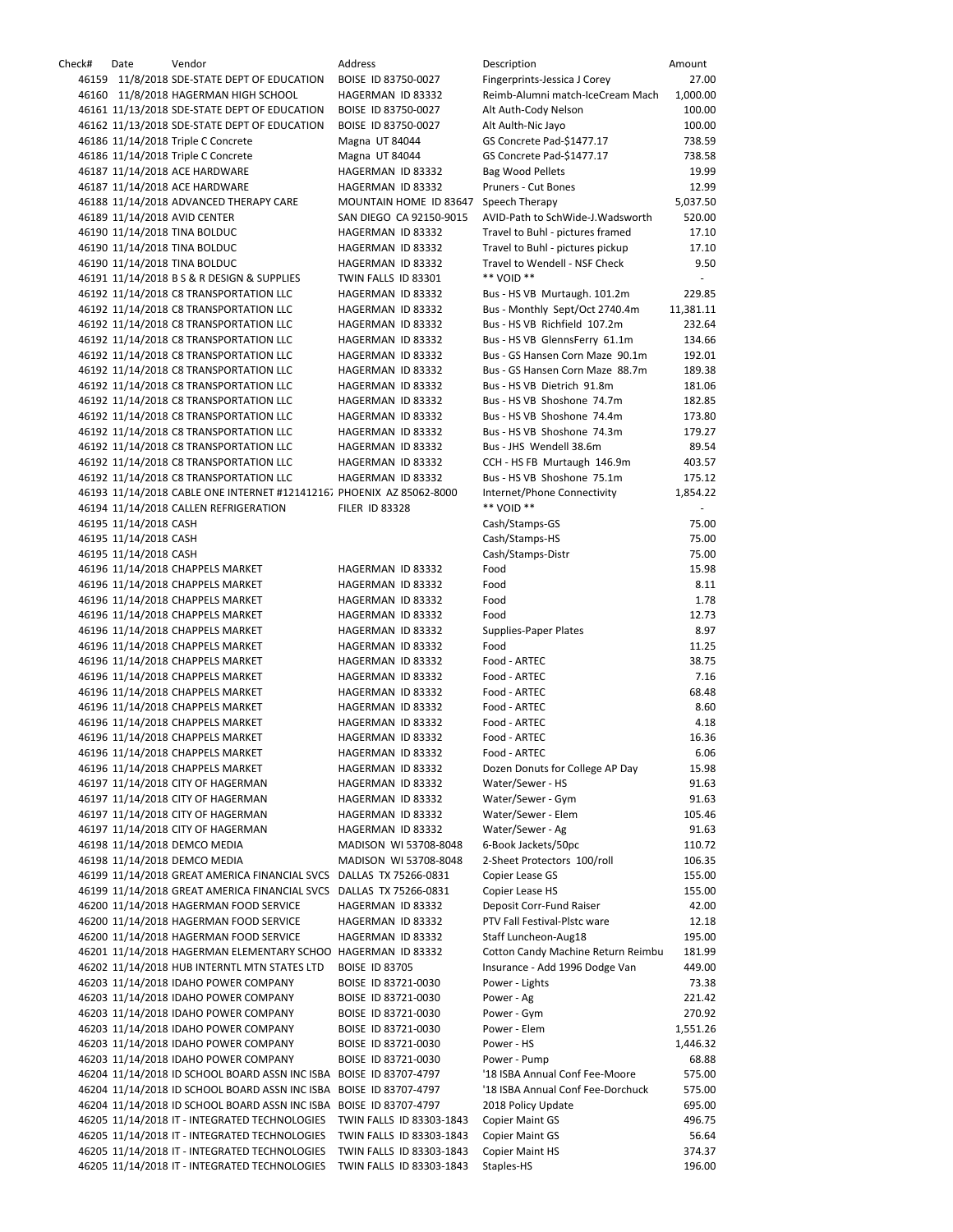| Check# | Date | Vendor | Address | Description | Amount |
|---|---|---|---|---|---|
| 46159 | 11/8/2018 | SDE-STATE DEPT OF EDUCATION | BOISE ID 83750-0027 | Fingerprints-Jessica J Corey | 27.00 |
| 46160 | 11/8/2018 | HAGERMAN HIGH SCHOOL | HAGERMAN ID 83332 | Reimb-Alumni match-IceCream Mach | 1,000.00 |
| 46161 | 11/13/2018 | SDE-STATE DEPT OF EDUCATION | BOISE ID 83750-0027 | Alt Auth-Cody Nelson | 100.00 |
| 46162 | 11/13/2018 | SDE-STATE DEPT OF EDUCATION | BOISE ID 83750-0027 | Alt Aulth-Nic Jayo | 100.00 |
| 46186 | 11/14/2018 | Triple C Concrete | Magna UT 84044 | GS Concrete Pad-$1477.17 | 738.59 |
| 46186 | 11/14/2018 | Triple C Concrete | Magna UT 84044 | GS Concrete Pad-$1477.17 | 738.58 |
| 46187 | 11/14/2018 | ACE HARDWARE | HAGERMAN ID 83332 | Bag Wood Pellets | 19.99 |
| 46187 | 11/14/2018 | ACE HARDWARE | HAGERMAN ID 83332 | Pruners - Cut Bones | 12.99 |
| 46188 | 11/14/2018 | ADVANCED THERAPY CARE | MOUNTAIN HOME ID 83647 | Speech Therapy | 5,037.50 |
| 46189 | 11/14/2018 | AVID CENTER | SAN DIEGO CA 92150-9015 | AVID-Path to SchWide-J.Wadsworth | 520.00 |
| 46190 | 11/14/2018 | TINA BOLDUC | HAGERMAN ID 83332 | Travel to Buhl - pictures framed | 17.10 |
| 46190 | 11/14/2018 | TINA BOLDUC | HAGERMAN ID 83332 | Travel to Buhl - pictures pickup | 17.10 |
| 46190 | 11/14/2018 | TINA BOLDUC | HAGERMAN ID 83332 | Travel to Wendell - NSF Check | 9.50 |
| 46191 | 11/14/2018 | B S & R DESIGN & SUPPLIES | TWIN FALLS ID 83301 | ** VOID ** | - |
| 46192 | 11/14/2018 | C8 TRANSPORTATION LLC | HAGERMAN ID 83332 | Bus - HS VB Murtaugh. 101.2m | 229.85 |
| 46192 | 11/14/2018 | C8 TRANSPORTATION LLC | HAGERMAN ID 83332 | Bus - Monthly Sept/Oct 2740.4m | 11,381.11 |
| 46192 | 11/14/2018 | C8 TRANSPORTATION LLC | HAGERMAN ID 83332 | Bus - HS VB Richfield 107.2m | 232.64 |
| 46192 | 11/14/2018 | C8 TRANSPORTATION LLC | HAGERMAN ID 83332 | Bus - HS VB GlennsFerry 61.1m | 134.66 |
| 46192 | 11/14/2018 | C8 TRANSPORTATION LLC | HAGERMAN ID 83332 | Bus - GS Hansen Corn Maze 90.1m | 192.01 |
| 46192 | 11/14/2018 | C8 TRANSPORTATION LLC | HAGERMAN ID 83332 | Bus - GS Hansen Corn Maze 88.7m | 189.38 |
| 46192 | 11/14/2018 | C8 TRANSPORTATION LLC | HAGERMAN ID 83332 | Bus - HS VB Dietrich 91.8m | 181.06 |
| 46192 | 11/14/2018 | C8 TRANSPORTATION LLC | HAGERMAN ID 83332 | Bus - HS VB Shoshone 74.7m | 182.85 |
| 46192 | 11/14/2018 | C8 TRANSPORTATION LLC | HAGERMAN ID 83332 | Bus - HS VB Shoshone 74.4m | 173.80 |
| 46192 | 11/14/2018 | C8 TRANSPORTATION LLC | HAGERMAN ID 83332 | Bus - HS VB Shoshone 74.3m | 179.27 |
| 46192 | 11/14/2018 | C8 TRANSPORTATION LLC | HAGERMAN ID 83332 | Bus - JHS Wendell 38.6m | 89.54 |
| 46192 | 11/14/2018 | C8 TRANSPORTATION LLC | HAGERMAN ID 83332 | CCH - HS FB Murtaugh 146.9m | 403.57 |
| 46192 | 11/14/2018 | C8 TRANSPORTATION LLC | HAGERMAN ID 83332 | Bus - HS VB Shoshone 75.1m | 175.12 |
| 46193 | 11/14/2018 | CABLE ONE INTERNET #121412167 | PHOENIX AZ 85062-8000 | Internet/Phone Connectivity | 1,854.22 |
| 46194 | 11/14/2018 | CALLEN REFRIGERATION | FILER ID 83328 | ** VOID ** | - |
| 46195 | 11/14/2018 | CASH | | Cash/Stamps-GS | 75.00 |
| 46195 | 11/14/2018 | CASH | | Cash/Stamps-HS | 75.00 |
| 46195 | 11/14/2018 | CASH | | Cash/Stamps-Distr | 75.00 |
| 46196 | 11/14/2018 | CHAPPELS MARKET | HAGERMAN ID 83332 | Food | 15.98 |
| 46196 | 11/14/2018 | CHAPPELS MARKET | HAGERMAN ID 83332 | Food | 8.11 |
| 46196 | 11/14/2018 | CHAPPELS MARKET | HAGERMAN ID 83332 | Food | 1.78 |
| 46196 | 11/14/2018 | CHAPPELS MARKET | HAGERMAN ID 83332 | Food | 12.73 |
| 46196 | 11/14/2018 | CHAPPELS MARKET | HAGERMAN ID 83332 | Supplies-Paper Plates | 8.97 |
| 46196 | 11/14/2018 | CHAPPELS MARKET | HAGERMAN ID 83332 | Food | 11.25 |
| 46196 | 11/14/2018 | CHAPPELS MARKET | HAGERMAN ID 83332 | Food - ARTEC | 38.75 |
| 46196 | 11/14/2018 | CHAPPELS MARKET | HAGERMAN ID 83332 | Food - ARTEC | 7.16 |
| 46196 | 11/14/2018 | CHAPPELS MARKET | HAGERMAN ID 83332 | Food - ARTEC | 68.48 |
| 46196 | 11/14/2018 | CHAPPELS MARKET | HAGERMAN ID 83332 | Food - ARTEC | 8.60 |
| 46196 | 11/14/2018 | CHAPPELS MARKET | HAGERMAN ID 83332 | Food - ARTEC | 4.18 |
| 46196 | 11/14/2018 | CHAPPELS MARKET | HAGERMAN ID 83332 | Food - ARTEC | 16.36 |
| 46196 | 11/14/2018 | CHAPPELS MARKET | HAGERMAN ID 83332 | Food - ARTEC | 6.06 |
| 46196 | 11/14/2018 | CHAPPELS MARKET | HAGERMAN ID 83332 | Dozen Donuts for College AP Day | 15.98 |
| 46197 | 11/14/2018 | CITY OF HAGERMAN | HAGERMAN ID 83332 | Water/Sewer - HS | 91.63 |
| 46197 | 11/14/2018 | CITY OF HAGERMAN | HAGERMAN ID 83332 | Water/Sewer - Gym | 91.63 |
| 46197 | 11/14/2018 | CITY OF HAGERMAN | HAGERMAN ID 83332 | Water/Sewer - Elem | 105.46 |
| 46197 | 11/14/2018 | CITY OF HAGERMAN | HAGERMAN ID 83332 | Water/Sewer - Ag | 91.63 |
| 46198 | 11/14/2018 | DEMCO MEDIA | MADISON WI 53708-8048 | 6-Book Jackets/50pc | 110.72 |
| 46198 | 11/14/2018 | DEMCO MEDIA | MADISON WI 53708-8048 | 2-Sheet Protectors 100/roll | 106.35 |
| 46199 | 11/14/2018 | GREAT AMERICA FINANCIAL SVCS | DALLAS TX 75266-0831 | Copier Lease GS | 155.00 |
| 46199 | 11/14/2018 | GREAT AMERICA FINANCIAL SVCS | DALLAS TX 75266-0831 | Copier Lease HS | 155.00 |
| 46200 | 11/14/2018 | HAGERMAN FOOD SERVICE | HAGERMAN ID 83332 | Deposit Corr-Fund Raiser | 42.00 |
| 46200 | 11/14/2018 | HAGERMAN FOOD SERVICE | HAGERMAN ID 83332 | PTV Fall Festival-Plstc ware | 12.18 |
| 46200 | 11/14/2018 | HAGERMAN FOOD SERVICE | HAGERMAN ID 83332 | Staff Luncheon-Aug18 | 195.00 |
| 46201 | 11/14/2018 | HAGERMAN ELEMENTARY SCHOO | HAGERMAN ID 83332 | Cotton Candy Machine Return Reimbu | 181.99 |
| 46202 | 11/14/2018 | HUB INTERNTL MTN STATES LTD | BOISE ID 83705 | Insurance - Add 1996 Dodge Van | 449.00 |
| 46203 | 11/14/2018 | IDAHO POWER COMPANY | BOISE ID 83721-0030 | Power - Lights | 73.38 |
| 46203 | 11/14/2018 | IDAHO POWER COMPANY | BOISE ID 83721-0030 | Power - Ag | 221.42 |
| 46203 | 11/14/2018 | IDAHO POWER COMPANY | BOISE ID 83721-0030 | Power - Gym | 270.92 |
| 46203 | 11/14/2018 | IDAHO POWER COMPANY | BOISE ID 83721-0030 | Power - Elem | 1,551.26 |
| 46203 | 11/14/2018 | IDAHO POWER COMPANY | BOISE ID 83721-0030 | Power - HS | 1,446.32 |
| 46203 | 11/14/2018 | IDAHO POWER COMPANY | BOISE ID 83721-0030 | Power - Pump | 68.88 |
| 46204 | 11/14/2018 | ID SCHOOL BOARD ASSN INC ISBA | BOISE ID 83707-4797 | '18 ISBA Annual Conf Fee-Moore | 575.00 |
| 46204 | 11/14/2018 | ID SCHOOL BOARD ASSN INC ISBA | BOISE ID 83707-4797 | '18 ISBA Annual Conf Fee-Dorchuck | 575.00 |
| 46204 | 11/14/2018 | ID SCHOOL BOARD ASSN INC ISBA | BOISE ID 83707-4797 | 2018 Policy Update | 695.00 |
| 46205 | 11/14/2018 | IT - INTEGRATED TECHNOLOGIES | TWIN FALLS ID 83303-1843 | Copier Maint GS | 496.75 |
| 46205 | 11/14/2018 | IT - INTEGRATED TECHNOLOGIES | TWIN FALLS ID 83303-1843 | Copier Maint GS | 56.64 |
| 46205 | 11/14/2018 | IT - INTEGRATED TECHNOLOGIES | TWIN FALLS ID 83303-1843 | Copier Maint HS | 374.37 |
| 46205 | 11/14/2018 | IT - INTEGRATED TECHNOLOGIES | TWIN FALLS ID 83303-1843 | Staples-HS | 196.00 |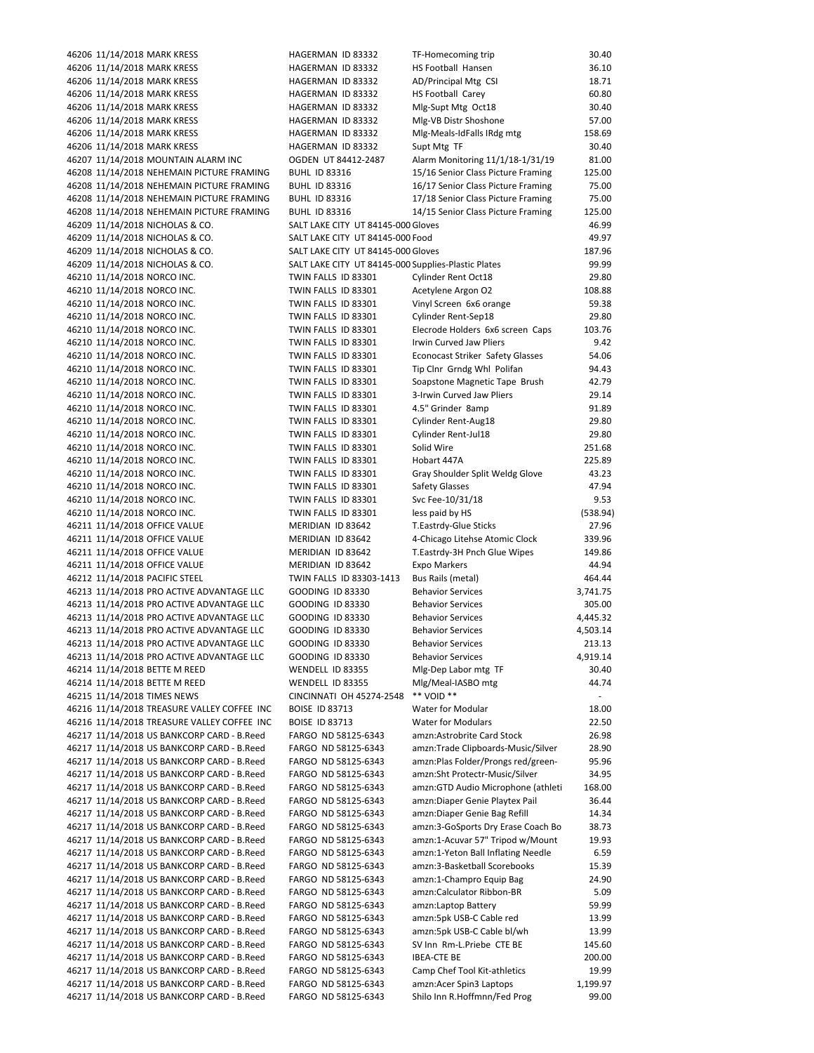| | | | | | |
|---|---|---|---|---|---|
| 46206 | 11/14/2018 | MARK KRESS | HAGERMAN ID 83332 | TF-Homecoming trip | 30.40 |
| 46206 | 11/14/2018 | MARK KRESS | HAGERMAN ID 83332 | HS Football Hansen | 36.10 |
| 46206 | 11/14/2018 | MARK KRESS | HAGERMAN ID 83332 | AD/Principal Mtg CSI | 18.71 |
| 46206 | 11/14/2018 | MARK KRESS | HAGERMAN ID 83332 | HS Football Carey | 60.80 |
| 46206 | 11/14/2018 | MARK KRESS | HAGERMAN ID 83332 | Mlg-Supt Mtg Oct18 | 30.40 |
| 46206 | 11/14/2018 | MARK KRESS | HAGERMAN ID 83332 | Mlg-VB Distr Shoshone | 57.00 |
| 46206 | 11/14/2018 | MARK KRESS | HAGERMAN ID 83332 | Mlg-Meals-IdFalls IRdg mtg | 158.69 |
| 46206 | 11/14/2018 | MARK KRESS | HAGERMAN ID 83332 | Supt Mtg TF | 30.40 |
| 46207 | 11/14/2018 | MOUNTAIN ALARM INC | OGDEN UT 84412-2487 | Alarm Monitoring 11/1/18-1/31/19 | 81.00 |
| 46208 | 11/14/2018 | NEHEMAIN PICTURE FRAMING | BUHL ID 83316 | 15/16 Senior Class Picture Framing | 125.00 |
| 46208 | 11/14/2018 | NEHEMAIN PICTURE FRAMING | BUHL ID 83316 | 16/17 Senior Class Picture Framing | 75.00 |
| 46208 | 11/14/2018 | NEHEMAIN PICTURE FRAMING | BUHL ID 83316 | 17/18 Senior Class Picture Framing | 75.00 |
| 46208 | 11/14/2018 | NEHEMAIN PICTURE FRAMING | BUHL ID 83316 | 14/15 Senior Class Picture Framing | 125.00 |
| 46209 | 11/14/2018 | NICHOLAS & CO. | SALT LAKE CITY UT 84145-000 | Gloves | 46.99 |
| 46209 | 11/14/2018 | NICHOLAS & CO. | SALT LAKE CITY UT 84145-000 | Food | 49.97 |
| 46209 | 11/14/2018 | NICHOLAS & CO. | SALT LAKE CITY UT 84145-000 | Gloves | 187.96 |
| 46209 | 11/14/2018 | NICHOLAS & CO. | SALT LAKE CITY UT 84145-000 | Supplies-Plastic Plates | 99.99 |
| 46210 | 11/14/2018 | NORCO INC. | TWIN FALLS ID 83301 | Cylinder Rent Oct18 | 29.80 |
| 46210 | 11/14/2018 | NORCO INC. | TWIN FALLS ID 83301 | Acetylene Argon O2 | 108.88 |
| 46210 | 11/14/2018 | NORCO INC. | TWIN FALLS ID 83301 | Vinyl Screen 6x6 orange | 59.38 |
| 46210 | 11/14/2018 | NORCO INC. | TWIN FALLS ID 83301 | Cylinder Rent-Sep18 | 29.80 |
| 46210 | 11/14/2018 | NORCO INC. | TWIN FALLS ID 83301 | Elecrode Holders 6x6 screen Caps | 103.76 |
| 46210 | 11/14/2018 | NORCO INC. | TWIN FALLS ID 83301 | Irwin Curved Jaw Pliers | 9.42 |
| 46210 | 11/14/2018 | NORCO INC. | TWIN FALLS ID 83301 | Econocast Striker Safety Glasses | 54.06 |
| 46210 | 11/14/2018 | NORCO INC. | TWIN FALLS ID 83301 | Tip Clnr Grndg Whl Polifan | 94.43 |
| 46210 | 11/14/2018 | NORCO INC. | TWIN FALLS ID 83301 | Soapstone Magnetic Tape Brush | 42.79 |
| 46210 | 11/14/2018 | NORCO INC. | TWIN FALLS ID 83301 | 3-Irwin Curved Jaw Pliers | 29.14 |
| 46210 | 11/14/2018 | NORCO INC. | TWIN FALLS ID 83301 | 4.5" Grinder 8amp | 91.89 |
| 46210 | 11/14/2018 | NORCO INC. | TWIN FALLS ID 83301 | Cylinder Rent-Aug18 | 29.80 |
| 46210 | 11/14/2018 | NORCO INC. | TWIN FALLS ID 83301 | Cylinder Rent-Jul18 | 29.80 |
| 46210 | 11/14/2018 | NORCO INC. | TWIN FALLS ID 83301 | Solid Wire | 251.68 |
| 46210 | 11/14/2018 | NORCO INC. | TWIN FALLS ID 83301 | Hobart 447A | 225.89 |
| 46210 | 11/14/2018 | NORCO INC. | TWIN FALLS ID 83301 | Gray Shoulder Split Weldg Glove | 43.23 |
| 46210 | 11/14/2018 | NORCO INC. | TWIN FALLS ID 83301 | Safety Glasses | 47.94 |
| 46210 | 11/14/2018 | NORCO INC. | TWIN FALLS ID 83301 | Svc Fee-10/31/18 | 9.53 |
| 46210 | 11/14/2018 | NORCO INC. | TWIN FALLS ID 83301 | less paid by HS | (538.94) |
| 46211 | 11/14/2018 | OFFICE VALUE | MERIDIAN ID 83642 | T.Eastrdy-Glue Sticks | 27.96 |
| 46211 | 11/14/2018 | OFFICE VALUE | MERIDIAN ID 83642 | 4-Chicago Litehse Atomic Clock | 339.96 |
| 46211 | 11/14/2018 | OFFICE VALUE | MERIDIAN ID 83642 | T.Eastrdy-3H Pnch Glue Wipes | 149.86 |
| 46211 | 11/14/2018 | OFFICE VALUE | MERIDIAN ID 83642 | Expo Markers | 44.94 |
| 46212 | 11/14/2018 | PACIFIC STEEL | TWIN FALLS ID 83303-1413 | Bus Rails (metal) | 464.44 |
| 46213 | 11/14/2018 | PRO ACTIVE ADVANTAGE LLC | GOODING ID 83330 | Behavior Services | 3,741.75 |
| 46213 | 11/14/2018 | PRO ACTIVE ADVANTAGE LLC | GOODING ID 83330 | Behavior Services | 305.00 |
| 46213 | 11/14/2018 | PRO ACTIVE ADVANTAGE LLC | GOODING ID 83330 | Behavior Services | 4,445.32 |
| 46213 | 11/14/2018 | PRO ACTIVE ADVANTAGE LLC | GOODING ID 83330 | Behavior Services | 4,503.14 |
| 46213 | 11/14/2018 | PRO ACTIVE ADVANTAGE LLC | GOODING ID 83330 | Behavior Services | 213.13 |
| 46213 | 11/14/2018 | PRO ACTIVE ADVANTAGE LLC | GOODING ID 83330 | Behavior Services | 4,919.14 |
| 46214 | 11/14/2018 | BETTE M REED | WENDELL ID 83355 | Mlg-Dep Labor mtg TF | 30.40 |
| 46214 | 11/14/2018 | BETTE M REED | WENDELL ID 83355 | Mlg/Meal-IASBO mtg | 44.74 |
| 46215 | 11/14/2018 | TIMES NEWS | CINCINNATI OH 45274-2548 | ** VOID ** | - |
| 46216 | 11/14/2018 | TREASURE VALLEY COFFEE INC | BOISE ID 83713 | Water for Modular | 18.00 |
| 46216 | 11/14/2018 | TREASURE VALLEY COFFEE INC | BOISE ID 83713 | Water for Modulars | 22.50 |
| 46217 | 11/14/2018 | US BANKCORP CARD - B.Reed | FARGO ND 58125-6343 | amzn:Astrobrite Card Stock | 26.98 |
| 46217 | 11/14/2018 | US BANKCORP CARD - B.Reed | FARGO ND 58125-6343 | amzn:Trade Clipboards-Music/Silver | 28.90 |
| 46217 | 11/14/2018 | US BANKCORP CARD - B.Reed | FARGO ND 58125-6343 | amzn:Plas Folder/Prongs red/green- | 95.96 |
| 46217 | 11/14/2018 | US BANKCORP CARD - B.Reed | FARGO ND 58125-6343 | amzn:Sht Protectr-Music/Silver | 34.95 |
| 46217 | 11/14/2018 | US BANKCORP CARD - B.Reed | FARGO ND 58125-6343 | amzn:GTD Audio Microphone (athleti | 168.00 |
| 46217 | 11/14/2018 | US BANKCORP CARD - B.Reed | FARGO ND 58125-6343 | amzn:Diaper Genie Playtex Pail | 36.44 |
| 46217 | 11/14/2018 | US BANKCORP CARD - B.Reed | FARGO ND 58125-6343 | amzn:Diaper Genie Bag Refill | 14.34 |
| 46217 | 11/14/2018 | US BANKCORP CARD - B.Reed | FARGO ND 58125-6343 | amzn:3-GoSports Dry Erase Coach Bo | 38.73 |
| 46217 | 11/14/2018 | US BANKCORP CARD - B.Reed | FARGO ND 58125-6343 | amzn:1-Acuvar 57" Tripod w/Mount | 19.93 |
| 46217 | 11/14/2018 | US BANKCORP CARD - B.Reed | FARGO ND 58125-6343 | amzn:1-Yeton Ball Inflating Needle | 6.59 |
| 46217 | 11/14/2018 | US BANKCORP CARD - B.Reed | FARGO ND 58125-6343 | amzn:3-Basketball Scorebooks | 15.39 |
| 46217 | 11/14/2018 | US BANKCORP CARD - B.Reed | FARGO ND 58125-6343 | amzn:1-Champro Equip Bag | 24.90 |
| 46217 | 11/14/2018 | US BANKCORP CARD - B.Reed | FARGO ND 58125-6343 | amzn:Calculator Ribbon-BR | 5.09 |
| 46217 | 11/14/2018 | US BANKCORP CARD - B.Reed | FARGO ND 58125-6343 | amzn:Laptop Battery | 59.99 |
| 46217 | 11/14/2018 | US BANKCORP CARD - B.Reed | FARGO ND 58125-6343 | amzn:5pk USB-C Cable red | 13.99 |
| 46217 | 11/14/2018 | US BANKCORP CARD - B.Reed | FARGO ND 58125-6343 | amzn:5pk USB-C Cable bl/wh | 13.99 |
| 46217 | 11/14/2018 | US BANKCORP CARD - B.Reed | FARGO ND 58125-6343 | SV Inn Rm-L.Priebe CTE BE | 145.60 |
| 46217 | 11/14/2018 | US BANKCORP CARD - B.Reed | FARGO ND 58125-6343 | IBEA-CTE BE | 200.00 |
| 46217 | 11/14/2018 | US BANKCORP CARD - B.Reed | FARGO ND 58125-6343 | Camp Chef Tool Kit-athletics | 19.99 |
| 46217 | 11/14/2018 | US BANKCORP CARD - B.Reed | FARGO ND 58125-6343 | amzn:Acer Spin3 Laptops | 1,199.97 |
| 46217 | 11/14/2018 | US BANKCORP CARD - B.Reed | FARGO ND 58125-6343 | Shilo Inn R.Hoffmnn/Fed Prog | 99.00 |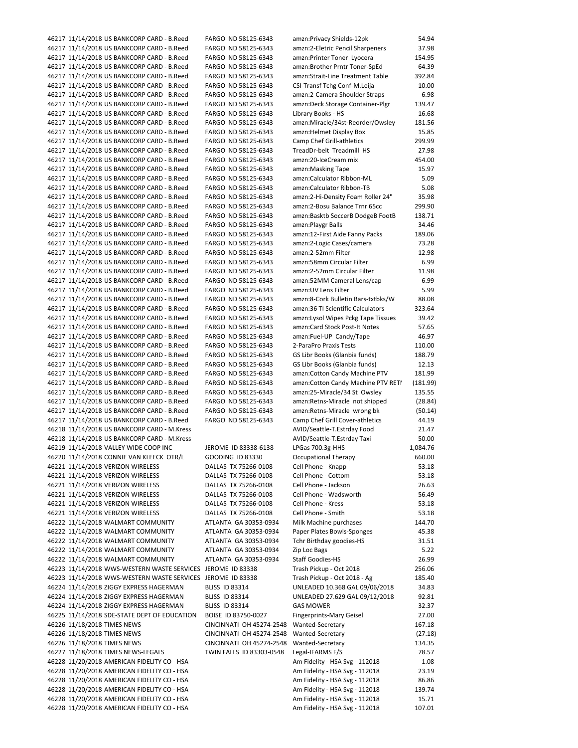| | | | | | |
|---|---|---|---|---|---|
| 46217 | 11/14/2018 | US BANKCORP CARD - B.Reed | FARGO ND 58125-6343 | amzn:Privacy Shields-12pk | 54.94 |
| 46217 | 11/14/2018 | US BANKCORP CARD - B.Reed | FARGO ND 58125-6343 | amzn:2-Eletric Pencil Sharpeners | 37.98 |
| 46217 | 11/14/2018 | US BANKCORP CARD - B.Reed | FARGO ND 58125-6343 | amzn:Printer Toner Lyocera | 154.95 |
| 46217 | 11/14/2018 | US BANKCORP CARD - B.Reed | FARGO ND 58125-6343 | amzn:Brother Prntr Toner-SpEd | 64.39 |
| 46217 | 11/14/2018 | US BANKCORP CARD - B.Reed | FARGO ND 58125-6343 | amzn:Strait-Line Treatment Table | 392.84 |
| 46217 | 11/14/2018 | US BANKCORP CARD - B.Reed | FARGO ND 58125-6343 | CSI-Transf Tchg Conf-M.Leija | 10.00 |
| 46217 | 11/14/2018 | US BANKCORP CARD - B.Reed | FARGO ND 58125-6343 | amzn:2-Camera Shoulder Straps | 6.98 |
| 46217 | 11/14/2018 | US BANKCORP CARD - B.Reed | FARGO ND 58125-6343 | amzn:Deck Storage Container-Plgr | 139.47 |
| 46217 | 11/14/2018 | US BANKCORP CARD - B.Reed | FARGO ND 58125-6343 | Library Books - HS | 16.68 |
| 46217 | 11/14/2018 | US BANKCORP CARD - B.Reed | FARGO ND 58125-6343 | amzn:Miracle/34st-Reorder/Owsley | 181.56 |
| 46217 | 11/14/2018 | US BANKCORP CARD - B.Reed | FARGO ND 58125-6343 | amzn:Helmet Display Box | 15.85 |
| 46217 | 11/14/2018 | US BANKCORP CARD - B.Reed | FARGO ND 58125-6343 | Camp Chef Grill-athletics | 299.99 |
| 46217 | 11/14/2018 | US BANKCORP CARD - B.Reed | FARGO ND 58125-6343 | TreadDr-belt Treadmill HS | 27.98 |
| 46217 | 11/14/2018 | US BANKCORP CARD - B.Reed | FARGO ND 58125-6343 | amzn:20-IceCream mix | 454.00 |
| 46217 | 11/14/2018 | US BANKCORP CARD - B.Reed | FARGO ND 58125-6343 | amzn:Masking Tape | 15.97 |
| 46217 | 11/14/2018 | US BANKCORP CARD - B.Reed | FARGO ND 58125-6343 | amzn:Calculator Ribbon-ML | 5.09 |
| 46217 | 11/14/2018 | US BANKCORP CARD - B.Reed | FARGO ND 58125-6343 | amzn:Calculator Ribbon-TB | 5.08 |
| 46217 | 11/14/2018 | US BANKCORP CARD - B.Reed | FARGO ND 58125-6343 | amzn:2-Hi-Density Foam Roller 24" | 35.98 |
| 46217 | 11/14/2018 | US BANKCORP CARD - B.Reed | FARGO ND 58125-6343 | amzn:2-Bosu Balance Trnr 65cc | 299.90 |
| 46217 | 11/14/2018 | US BANKCORP CARD - B.Reed | FARGO ND 58125-6343 | amzn:Basktb SoccerB DodgeB FootB | 138.71 |
| 46217 | 11/14/2018 | US BANKCORP CARD - B.Reed | FARGO ND 58125-6343 | amzn:Playgr Balls | 34.46 |
| 46217 | 11/14/2018 | US BANKCORP CARD - B.Reed | FARGO ND 58125-6343 | amzn:12-First Aide Fanny Packs | 189.06 |
| 46217 | 11/14/2018 | US BANKCORP CARD - B.Reed | FARGO ND 58125-6343 | amzn:2-Logic Cases/camera | 73.28 |
| 46217 | 11/14/2018 | US BANKCORP CARD - B.Reed | FARGO ND 58125-6343 | amzn:2-52mm Filter | 12.98 |
| 46217 | 11/14/2018 | US BANKCORP CARD - B.Reed | FARGO ND 58125-6343 | amzn:58mm Circular Filter | 6.99 |
| 46217 | 11/14/2018 | US BANKCORP CARD - B.Reed | FARGO ND 58125-6343 | amzn:2-52mm Circular Filter | 11.98 |
| 46217 | 11/14/2018 | US BANKCORP CARD - B.Reed | FARGO ND 58125-6343 | amzn:52MM Cameral Lens/cap | 6.99 |
| 46217 | 11/14/2018 | US BANKCORP CARD - B.Reed | FARGO ND 58125-6343 | amzn:UV Lens Filter | 5.99 |
| 46217 | 11/14/2018 | US BANKCORP CARD - B.Reed | FARGO ND 58125-6343 | amzn:8-Cork Bulletin Bars-txtbks/W | 88.08 |
| 46217 | 11/14/2018 | US BANKCORP CARD - B.Reed | FARGO ND 58125-6343 | amzn:36 TI Scientific Calculators | 323.64 |
| 46217 | 11/14/2018 | US BANKCORP CARD - B.Reed | FARGO ND 58125-6343 | amzn:Lysol Wipes Pckg Tape Tissues | 39.42 |
| 46217 | 11/14/2018 | US BANKCORP CARD - B.Reed | FARGO ND 58125-6343 | amzn:Card Stock Post-It Notes | 57.65 |
| 46217 | 11/14/2018 | US BANKCORP CARD - B.Reed | FARGO ND 58125-6343 | amzn:Fuel-UP Candy/Tape | 46.97 |
| 46217 | 11/14/2018 | US BANKCORP CARD - B.Reed | FARGO ND 58125-6343 | 2-ParaPro Praxis Tests | 110.00 |
| 46217 | 11/14/2018 | US BANKCORP CARD - B.Reed | FARGO ND 58125-6343 | GS Libr Books (Glanbia funds) | 188.79 |
| 46217 | 11/14/2018 | US BANKCORP CARD - B.Reed | FARGO ND 58125-6343 | GS Libr Books (Glanbia funds) | 12.13 |
| 46217 | 11/14/2018 | US BANKCORP CARD - B.Reed | FARGO ND 58125-6343 | amzn:Cotton Candy Machine PTV | 181.99 |
| 46217 | 11/14/2018 | US BANKCORP CARD - B.Reed | FARGO ND 58125-6343 | amzn:Cotton Candy Machine PTV RETN | (181.99) |
| 46217 | 11/14/2018 | US BANKCORP CARD - B.Reed | FARGO ND 58125-6343 | amzn:25-Miracle/34 St Owsley | 135.55 |
| 46217 | 11/14/2018 | US BANKCORP CARD - B.Reed | FARGO ND 58125-6343 | amzn:Retns-Miracle not shipped | (28.84) |
| 46217 | 11/14/2018 | US BANKCORP CARD - B.Reed | FARGO ND 58125-6343 | amzn:Retns-Miracle wrong bk | (50.14) |
| 46217 | 11/14/2018 | US BANKCORP CARD - B.Reed | FARGO ND 58125-6343 | Camp Chef Grill Cover-athletics | 44.19 |
| 46218 | 11/14/2018 | US BANKCORP CARD - M.Kress | | AVID/Seattle-T.Estrday Food | 21.47 |
| 46218 | 11/14/2018 | US BANKCORP CARD - M.Kress | | AVID/Seattle-T.Estrday Taxi | 50.00 |
| 46219 | 11/14/2018 | VALLEY WIDE COOP INC | JEROME ID 83338-6138 | LPGas 700.3g-HHS | 1,084.76 |
| 46220 | 11/14/2018 | CONNIE VAN KLEECK OTR/L | GOODING ID 83330 | Occupational Therapy | 660.00 |
| 46221 | 11/14/2018 | VERIZON WIRELESS | DALLAS TX 75266-0108 | Cell Phone - Knapp | 53.18 |
| 46221 | 11/14/2018 | VERIZON WIRELESS | DALLAS TX 75266-0108 | Cell Phone - Cottom | 53.18 |
| 46221 | 11/14/2018 | VERIZON WIRELESS | DALLAS TX 75266-0108 | Cell Phone - Jackson | 26.63 |
| 46221 | 11/14/2018 | VERIZON WIRELESS | DALLAS TX 75266-0108 | Cell Phone - Wadsworth | 56.49 |
| 46221 | 11/14/2018 | VERIZON WIRELESS | DALLAS TX 75266-0108 | Cell Phone - Kress | 53.18 |
| 46221 | 11/14/2018 | VERIZON WIRELESS | DALLAS TX 75266-0108 | Cell Phone - Smith | 53.18 |
| 46222 | 11/14/2018 | WALMART COMMUNITY | ATLANTA GA 30353-0934 | Milk Machine purchases | 144.70 |
| 46222 | 11/14/2018 | WALMART COMMUNITY | ATLANTA GA 30353-0934 | Paper Plates Bowls-Sponges | 45.38 |
| 46222 | 11/14/2018 | WALMART COMMUNITY | ATLANTA GA 30353-0934 | Tchr Birthday goodies-HS | 31.51 |
| 46222 | 11/14/2018 | WALMART COMMUNITY | ATLANTA GA 30353-0934 | Zip Loc Bags | 5.22 |
| 46222 | 11/14/2018 | WALMART COMMUNITY | ATLANTA GA 30353-0934 | Staff Goodies-HS | 26.99 |
| 46223 | 11/14/2018 | WWS-WESTERN WASTE SERVICES | JEROME ID 83338 | Trash Pickup - Oct 2018 | 256.06 |
| 46223 | 11/14/2018 | WWS-WESTERN WASTE SERVICES | JEROME ID 83338 | Trash Pickup - Oct 2018 - Ag | 185.40 |
| 46224 | 11/14/2018 | ZIGGY EXPRESS HAGERMAN | BLISS ID 83314 | UNLEADED 10.368 GAL 09/06/2018 | 34.83 |
| 46224 | 11/14/2018 | ZIGGY EXPRESS HAGERMAN | BLISS ID 83314 | UNLEADED 27.629 GAL 09/12/2018 | 92.81 |
| 46224 | 11/14/2018 | ZIGGY EXPRESS HAGERMAN | BLISS ID 83314 | GAS MOWER | 32.37 |
| 46225 | 11/14/2018 | SDE-STATE DEPT OF EDUCATION | BOISE ID 83750-0027 | Fingerprints-Mary Geisel | 27.00 |
| 46226 | 11/18/2018 | TIMES NEWS | CINCINNATI OH 45274-2548 | Wanted-Secretary | 167.18 |
| 46226 | 11/18/2018 | TIMES NEWS | CINCINNATI OH 45274-2548 | Wanted-Secretary | (27.18) |
| 46226 | 11/18/2018 | TIMES NEWS | CINCINNATI OH 45274-2548 | Wanted-Secretary | 134.35 |
| 46227 | 11/18/2018 | TIMES NEWS-LEGALS | TWIN FALLS ID 83303-0548 | Legal-IFARMS F/S | 78.57 |
| 46228 | 11/20/2018 | AMERICAN FIDELITY CO - HSA | | Am Fidelity - HSA Svg - 112018 | 1.08 |
| 46228 | 11/20/2018 | AMERICAN FIDELITY CO - HSA | | Am Fidelity - HSA Svg - 112018 | 23.19 |
| 46228 | 11/20/2018 | AMERICAN FIDELITY CO - HSA | | Am Fidelity - HSA Svg - 112018 | 86.86 |
| 46228 | 11/20/2018 | AMERICAN FIDELITY CO - HSA | | Am Fidelity - HSA Svg - 112018 | 139.74 |
| 46228 | 11/20/2018 | AMERICAN FIDELITY CO - HSA | | Am Fidelity - HSA Svg - 112018 | 15.71 |
| 46228 | 11/20/2018 | AMERICAN FIDELITY CO - HSA | | Am Fidelity - HSA Svg - 112018 | 107.01 |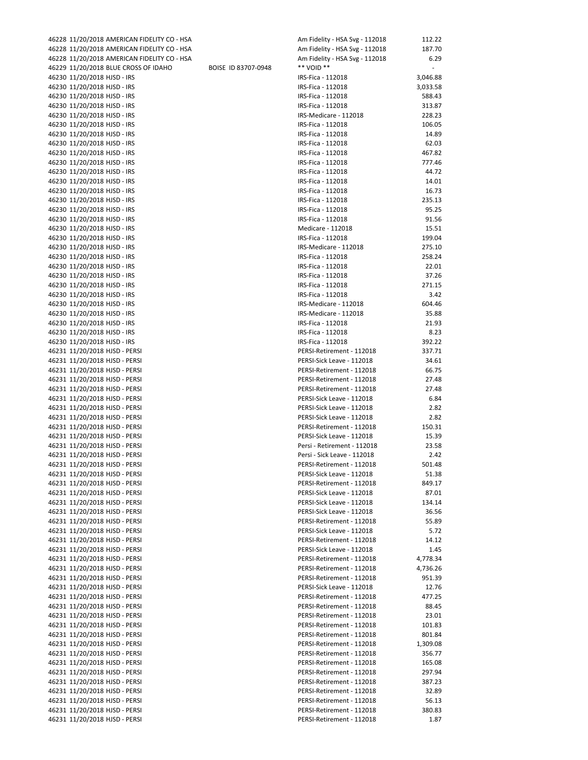| Check | Date | Vendor | Address | Description | Amount |
|---|---|---|---|---|---|
| 46228 | 11/20/2018 | AMERICAN FIDELITY CO - HSA | | Am Fidelity - HSA Svg - 112018 | 112.22 |
| 46228 | 11/20/2018 | AMERICAN FIDELITY CO - HSA | | Am Fidelity - HSA Svg - 112018 | 187.70 |
| 46228 | 11/20/2018 | AMERICAN FIDELITY CO - HSA | | Am Fidelity - HSA Svg - 112018 | 6.29 |
| 46229 | 11/20/2018 | BLUE CROSS OF IDAHO | BOISE ID 83707-0948 | ** VOID ** | - |
| 46230 | 11/20/2018 | HJSD - IRS | | IRS-Fica - 112018 | 3,046.88 |
| 46230 | 11/20/2018 | HJSD - IRS | | IRS-Fica - 112018 | 3,033.58 |
| 46230 | 11/20/2018 | HJSD - IRS | | IRS-Fica - 112018 | 588.43 |
| 46230 | 11/20/2018 | HJSD - IRS | | IRS-Fica - 112018 | 313.87 |
| 46230 | 11/20/2018 | HJSD - IRS | | IRS-Medicare - 112018 | 228.23 |
| 46230 | 11/20/2018 | HJSD - IRS | | IRS-Fica - 112018 | 106.05 |
| 46230 | 11/20/2018 | HJSD - IRS | | IRS-Fica - 112018 | 14.89 |
| 46230 | 11/20/2018 | HJSD - IRS | | IRS-Fica - 112018 | 62.03 |
| 46230 | 11/20/2018 | HJSD - IRS | | IRS-Fica - 112018 | 467.82 |
| 46230 | 11/20/2018 | HJSD - IRS | | IRS-Fica - 112018 | 777.46 |
| 46230 | 11/20/2018 | HJSD - IRS | | IRS-Fica - 112018 | 44.72 |
| 46230 | 11/20/2018 | HJSD - IRS | | IRS-Fica - 112018 | 14.01 |
| 46230 | 11/20/2018 | HJSD - IRS | | IRS-Fica - 112018 | 16.73 |
| 46230 | 11/20/2018 | HJSD - IRS | | IRS-Fica - 112018 | 235.13 |
| 46230 | 11/20/2018 | HJSD - IRS | | IRS-Fica - 112018 | 95.25 |
| 46230 | 11/20/2018 | HJSD - IRS | | IRS-Fica - 112018 | 91.56 |
| 46230 | 11/20/2018 | HJSD - IRS | | Medicare - 112018 | 15.51 |
| 46230 | 11/20/2018 | HJSD - IRS | | IRS-Fica - 112018 | 199.04 |
| 46230 | 11/20/2018 | HJSD - IRS | | IRS-Medicare - 112018 | 275.10 |
| 46230 | 11/20/2018 | HJSD - IRS | | IRS-Fica - 112018 | 258.24 |
| 46230 | 11/20/2018 | HJSD - IRS | | IRS-Fica - 112018 | 22.01 |
| 46230 | 11/20/2018 | HJSD - IRS | | IRS-Fica - 112018 | 37.26 |
| 46230 | 11/20/2018 | HJSD - IRS | | IRS-Fica - 112018 | 271.15 |
| 46230 | 11/20/2018 | HJSD - IRS | | IRS-Fica - 112018 | 3.42 |
| 46230 | 11/20/2018 | HJSD - IRS | | IRS-Medicare - 112018 | 604.46 |
| 46230 | 11/20/2018 | HJSD - IRS | | IRS-Medicare - 112018 | 35.88 |
| 46230 | 11/20/2018 | HJSD - IRS | | IRS-Fica - 112018 | 21.93 |
| 46230 | 11/20/2018 | HJSD - IRS | | IRS-Fica - 112018 | 8.23 |
| 46230 | 11/20/2018 | HJSD - IRS | | IRS-Fica - 112018 | 392.22 |
| 46231 | 11/20/2018 | HJSD - PERSI | | PERSI-Retirement - 112018 | 337.71 |
| 46231 | 11/20/2018 | HJSD - PERSI | | PERSI-Sick Leave - 112018 | 34.61 |
| 46231 | 11/20/2018 | HJSD - PERSI | | PERSI-Retirement - 112018 | 66.75 |
| 46231 | 11/20/2018 | HJSD - PERSI | | PERSI-Retirement - 112018 | 27.48 |
| 46231 | 11/20/2018 | HJSD - PERSI | | PERSI-Retirement - 112018 | 27.48 |
| 46231 | 11/20/2018 | HJSD - PERSI | | PERSI-Sick Leave - 112018 | 6.84 |
| 46231 | 11/20/2018 | HJSD - PERSI | | PERSI-Sick Leave - 112018 | 2.82 |
| 46231 | 11/20/2018 | HJSD - PERSI | | PERSI-Sick Leave - 112018 | 2.82 |
| 46231 | 11/20/2018 | HJSD - PERSI | | PERSI-Retirement - 112018 | 150.31 |
| 46231 | 11/20/2018 | HJSD - PERSI | | PERSI-Sick Leave - 112018 | 15.39 |
| 46231 | 11/20/2018 | HJSD - PERSI | | Persi - Retirement - 112018 | 23.58 |
| 46231 | 11/20/2018 | HJSD - PERSI | | Persi - Sick Leave - 112018 | 2.42 |
| 46231 | 11/20/2018 | HJSD - PERSI | | PERSI-Retirement - 112018 | 501.48 |
| 46231 | 11/20/2018 | HJSD - PERSI | | PERSI-Sick Leave - 112018 | 51.38 |
| 46231 | 11/20/2018 | HJSD - PERSI | | PERSI-Retirement - 112018 | 849.17 |
| 46231 | 11/20/2018 | HJSD - PERSI | | PERSI-Sick Leave - 112018 | 87.01 |
| 46231 | 11/20/2018 | HJSD - PERSI | | PERSI-Sick Leave - 112018 | 134.14 |
| 46231 | 11/20/2018 | HJSD - PERSI | | PERSI-Sick Leave - 112018 | 36.56 |
| 46231 | 11/20/2018 | HJSD - PERSI | | PERSI-Retirement - 112018 | 55.89 |
| 46231 | 11/20/2018 | HJSD - PERSI | | PERSI-Sick Leave - 112018 | 5.72 |
| 46231 | 11/20/2018 | HJSD - PERSI | | PERSI-Retirement - 112018 | 14.12 |
| 46231 | 11/20/2018 | HJSD - PERSI | | PERSI-Sick Leave - 112018 | 1.45 |
| 46231 | 11/20/2018 | HJSD - PERSI | | PERSI-Retirement - 112018 | 4,778.34 |
| 46231 | 11/20/2018 | HJSD - PERSI | | PERSI-Retirement - 112018 | 4,736.26 |
| 46231 | 11/20/2018 | HJSD - PERSI | | PERSI-Retirement - 112018 | 951.39 |
| 46231 | 11/20/2018 | HJSD - PERSI | | PERSI-Sick Leave - 112018 | 12.76 |
| 46231 | 11/20/2018 | HJSD - PERSI | | PERSI-Retirement - 112018 | 477.25 |
| 46231 | 11/20/2018 | HJSD - PERSI | | PERSI-Retirement - 112018 | 88.45 |
| 46231 | 11/20/2018 | HJSD - PERSI | | PERSI-Retirement - 112018 | 23.01 |
| 46231 | 11/20/2018 | HJSD - PERSI | | PERSI-Retirement - 112018 | 101.83 |
| 46231 | 11/20/2018 | HJSD - PERSI | | PERSI-Retirement - 112018 | 801.84 |
| 46231 | 11/20/2018 | HJSD - PERSI | | PERSI-Retirement - 112018 | 1,309.08 |
| 46231 | 11/20/2018 | HJSD - PERSI | | PERSI-Retirement - 112018 | 356.77 |
| 46231 | 11/20/2018 | HJSD - PERSI | | PERSI-Retirement - 112018 | 165.08 |
| 46231 | 11/20/2018 | HJSD - PERSI | | PERSI-Retirement - 112018 | 297.94 |
| 46231 | 11/20/2018 | HJSD - PERSI | | PERSI-Retirement - 112018 | 387.23 |
| 46231 | 11/20/2018 | HJSD - PERSI | | PERSI-Retirement - 112018 | 32.89 |
| 46231 | 11/20/2018 | HJSD - PERSI | | PERSI-Retirement - 112018 | 56.13 |
| 46231 | 11/20/2018 | HJSD - PERSI | | PERSI-Retirement - 112018 | 380.83 |
| 46231 | 11/20/2018 | HJSD - PERSI | | PERSI-Retirement - 112018 | 1.87 |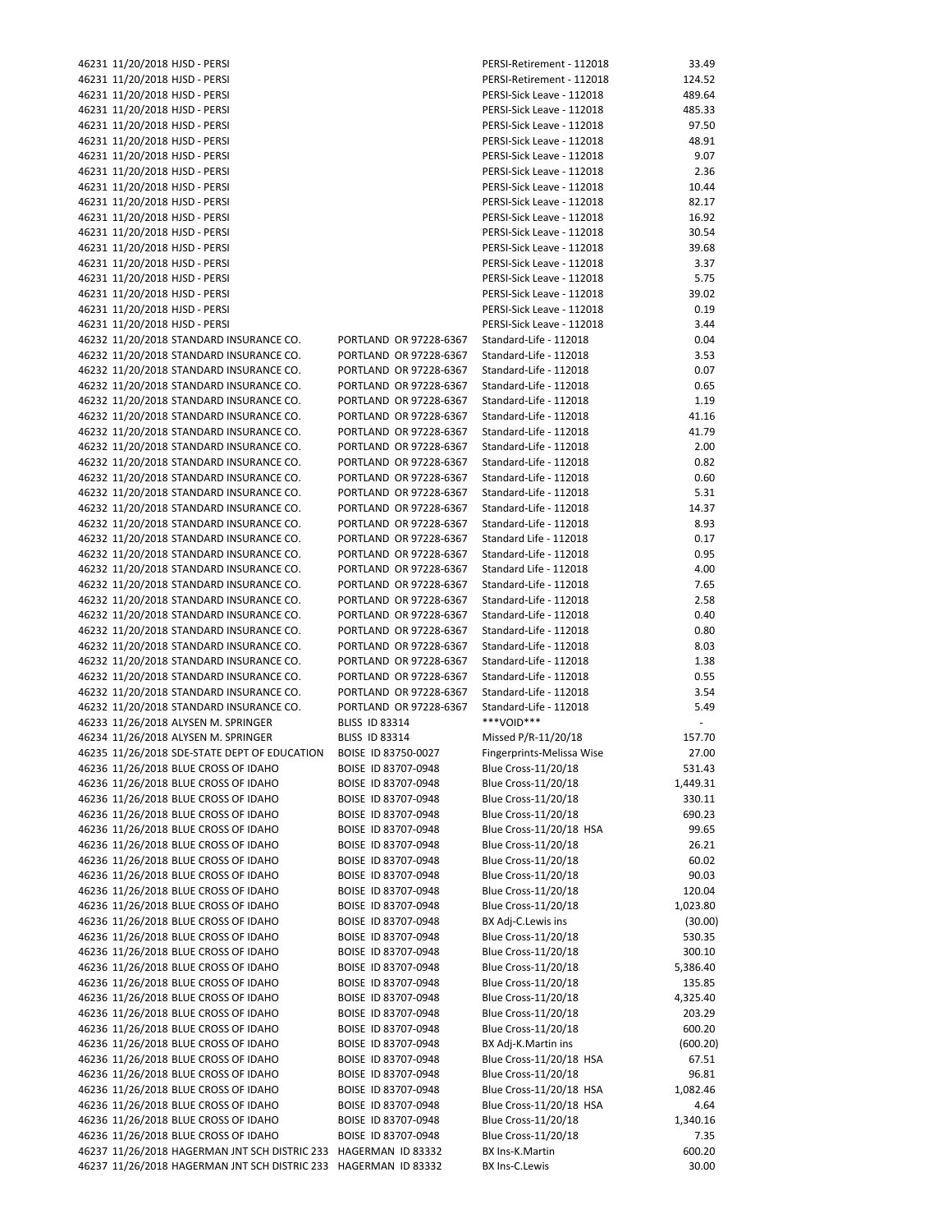| | | | | | |
|---|---|---|---|---|---|
| 46231 | 11/20/2018 | HJSD - PERSI | | PERSI-Retirement - 112018 | 33.49 |
| 46231 | 11/20/2018 | HJSD - PERSI | | PERSI-Retirement - 112018 | 124.52 |
| 46231 | 11/20/2018 | HJSD - PERSI | | PERSI-Sick Leave - 112018 | 489.64 |
| 46231 | 11/20/2018 | HJSD - PERSI | | PERSI-Sick Leave - 112018 | 485.33 |
| 46231 | 11/20/2018 | HJSD - PERSI | | PERSI-Sick Leave - 112018 | 97.50 |
| 46231 | 11/20/2018 | HJSD - PERSI | | PERSI-Sick Leave - 112018 | 48.91 |
| 46231 | 11/20/2018 | HJSD - PERSI | | PERSI-Sick Leave - 112018 | 9.07 |
| 46231 | 11/20/2018 | HJSD - PERSI | | PERSI-Sick Leave - 112018 | 2.36 |
| 46231 | 11/20/2018 | HJSD - PERSI | | PERSI-Sick Leave - 112018 | 10.44 |
| 46231 | 11/20/2018 | HJSD - PERSI | | PERSI-Sick Leave - 112018 | 82.17 |
| 46231 | 11/20/2018 | HJSD - PERSI | | PERSI-Sick Leave - 112018 | 16.92 |
| 46231 | 11/20/2018 | HJSD - PERSI | | PERSI-Sick Leave - 112018 | 30.54 |
| 46231 | 11/20/2018 | HJSD - PERSI | | PERSI-Sick Leave - 112018 | 39.68 |
| 46231 | 11/20/2018 | HJSD - PERSI | | PERSI-Sick Leave - 112018 | 3.37 |
| 46231 | 11/20/2018 | HJSD - PERSI | | PERSI-Sick Leave - 112018 | 5.75 |
| 46231 | 11/20/2018 | HJSD - PERSI | | PERSI-Sick Leave - 112018 | 39.02 |
| 46231 | 11/20/2018 | HJSD - PERSI | | PERSI-Sick Leave - 112018 | 0.19 |
| 46231 | 11/20/2018 | HJSD - PERSI | | PERSI-Sick Leave - 112018 | 3.44 |
| 46232 | 11/20/2018 | STANDARD INSURANCE CO. | PORTLAND OR 97228-6367 | Standard-Life - 112018 | 0.04 |
| 46232 | 11/20/2018 | STANDARD INSURANCE CO. | PORTLAND OR 97228-6367 | Standard-Life - 112018 | 3.53 |
| 46232 | 11/20/2018 | STANDARD INSURANCE CO. | PORTLAND OR 97228-6367 | Standard-Life - 112018 | 0.07 |
| 46232 | 11/20/2018 | STANDARD INSURANCE CO. | PORTLAND OR 97228-6367 | Standard-Life - 112018 | 0.65 |
| 46232 | 11/20/2018 | STANDARD INSURANCE CO. | PORTLAND OR 97228-6367 | Standard-Life - 112018 | 1.19 |
| 46232 | 11/20/2018 | STANDARD INSURANCE CO. | PORTLAND OR 97228-6367 | Standard-Life - 112018 | 41.16 |
| 46232 | 11/20/2018 | STANDARD INSURANCE CO. | PORTLAND OR 97228-6367 | Standard-Life - 112018 | 41.79 |
| 46232 | 11/20/2018 | STANDARD INSURANCE CO. | PORTLAND OR 97228-6367 | Standard-Life - 112018 | 2.00 |
| 46232 | 11/20/2018 | STANDARD INSURANCE CO. | PORTLAND OR 97228-6367 | Standard-Life - 112018 | 0.82 |
| 46232 | 11/20/2018 | STANDARD INSURANCE CO. | PORTLAND OR 97228-6367 | Standard-Life - 112018 | 0.60 |
| 46232 | 11/20/2018 | STANDARD INSURANCE CO. | PORTLAND OR 97228-6367 | Standard-Life - 112018 | 5.31 |
| 46232 | 11/20/2018 | STANDARD INSURANCE CO. | PORTLAND OR 97228-6367 | Standard-Life - 112018 | 14.37 |
| 46232 | 11/20/2018 | STANDARD INSURANCE CO. | PORTLAND OR 97228-6367 | Standard-Life - 112018 | 8.93 |
| 46232 | 11/20/2018 | STANDARD INSURANCE CO. | PORTLAND OR 97228-6367 | Standard Life - 112018 | 0.17 |
| 46232 | 11/20/2018 | STANDARD INSURANCE CO. | PORTLAND OR 97228-6367 | Standard-Life - 112018 | 0.95 |
| 46232 | 11/20/2018 | STANDARD INSURANCE CO. | PORTLAND OR 97228-6367 | Standard Life - 112018 | 4.00 |
| 46232 | 11/20/2018 | STANDARD INSURANCE CO. | PORTLAND OR 97228-6367 | Standard-Life - 112018 | 7.65 |
| 46232 | 11/20/2018 | STANDARD INSURANCE CO. | PORTLAND OR 97228-6367 | Standard-Life - 112018 | 2.58 |
| 46232 | 11/20/2018 | STANDARD INSURANCE CO. | PORTLAND OR 97228-6367 | Standard-Life - 112018 | 0.40 |
| 46232 | 11/20/2018 | STANDARD INSURANCE CO. | PORTLAND OR 97228-6367 | Standard-Life - 112018 | 0.80 |
| 46232 | 11/20/2018 | STANDARD INSURANCE CO. | PORTLAND OR 97228-6367 | Standard-Life - 112018 | 8.03 |
| 46232 | 11/20/2018 | STANDARD INSURANCE CO. | PORTLAND OR 97228-6367 | Standard-Life - 112018 | 1.38 |
| 46232 | 11/20/2018 | STANDARD INSURANCE CO. | PORTLAND OR 97228-6367 | Standard-Life - 112018 | 0.55 |
| 46232 | 11/20/2018 | STANDARD INSURANCE CO. | PORTLAND OR 97228-6367 | Standard-Life - 112018 | 3.54 |
| 46232 | 11/20/2018 | STANDARD INSURANCE CO. | PORTLAND OR 97228-6367 | Standard-Life - 112018 | 5.49 |
| 46233 | 11/26/2018 | ALYSEN M. SPRINGER | BLISS ID 83314 | ***VOID*** | - |
| 46234 | 11/26/2018 | ALYSEN M. SPRINGER | BLISS ID 83314 | Missed P/R-11/20/18 | 157.70 |
| 46235 | 11/26/2018 | SDE-STATE DEPT OF EDUCATION | BOISE ID 83750-0027 | Fingerprints-Melissa Wise | 27.00 |
| 46236 | 11/26/2018 | BLUE CROSS OF IDAHO | BOISE ID 83707-0948 | Blue Cross-11/20/18 | 531.43 |
| 46236 | 11/26/2018 | BLUE CROSS OF IDAHO | BOISE ID 83707-0948 | Blue Cross-11/20/18 | 1,449.31 |
| 46236 | 11/26/2018 | BLUE CROSS OF IDAHO | BOISE ID 83707-0948 | Blue Cross-11/20/18 | 330.11 |
| 46236 | 11/26/2018 | BLUE CROSS OF IDAHO | BOISE ID 83707-0948 | Blue Cross-11/20/18 | 690.23 |
| 46236 | 11/26/2018 | BLUE CROSS OF IDAHO | BOISE ID 83707-0948 | Blue Cross-11/20/18 HSA | 99.65 |
| 46236 | 11/26/2018 | BLUE CROSS OF IDAHO | BOISE ID 83707-0948 | Blue Cross-11/20/18 | 26.21 |
| 46236 | 11/26/2018 | BLUE CROSS OF IDAHO | BOISE ID 83707-0948 | Blue Cross-11/20/18 | 60.02 |
| 46236 | 11/26/2018 | BLUE CROSS OF IDAHO | BOISE ID 83707-0948 | Blue Cross-11/20/18 | 90.03 |
| 46236 | 11/26/2018 | BLUE CROSS OF IDAHO | BOISE ID 83707-0948 | Blue Cross-11/20/18 | 120.04 |
| 46236 | 11/26/2018 | BLUE CROSS OF IDAHO | BOISE ID 83707-0948 | Blue Cross-11/20/18 | 1,023.80 |
| 46236 | 11/26/2018 | BLUE CROSS OF IDAHO | BOISE ID 83707-0948 | BX Adj-C.Lewis ins | (30.00) |
| 46236 | 11/26/2018 | BLUE CROSS OF IDAHO | BOISE ID 83707-0948 | Blue Cross-11/20/18 | 530.35 |
| 46236 | 11/26/2018 | BLUE CROSS OF IDAHO | BOISE ID 83707-0948 | Blue Cross-11/20/18 | 300.10 |
| 46236 | 11/26/2018 | BLUE CROSS OF IDAHO | BOISE ID 83707-0948 | Blue Cross-11/20/18 | 5,386.40 |
| 46236 | 11/26/2018 | BLUE CROSS OF IDAHO | BOISE ID 83707-0948 | Blue Cross-11/20/18 | 135.85 |
| 46236 | 11/26/2018 | BLUE CROSS OF IDAHO | BOISE ID 83707-0948 | Blue Cross-11/20/18 | 4,325.40 |
| 46236 | 11/26/2018 | BLUE CROSS OF IDAHO | BOISE ID 83707-0948 | Blue Cross-11/20/18 | 203.29 |
| 46236 | 11/26/2018 | BLUE CROSS OF IDAHO | BOISE ID 83707-0948 | Blue Cross-11/20/18 | 600.20 |
| 46236 | 11/26/2018 | BLUE CROSS OF IDAHO | BOISE ID 83707-0948 | BX Adj-K.Martin ins | (600.20) |
| 46236 | 11/26/2018 | BLUE CROSS OF IDAHO | BOISE ID 83707-0948 | Blue Cross-11/20/18 HSA | 67.51 |
| 46236 | 11/26/2018 | BLUE CROSS OF IDAHO | BOISE ID 83707-0948 | Blue Cross-11/20/18 | 96.81 |
| 46236 | 11/26/2018 | BLUE CROSS OF IDAHO | BOISE ID 83707-0948 | Blue Cross-11/20/18 HSA | 1,082.46 |
| 46236 | 11/26/2018 | BLUE CROSS OF IDAHO | BOISE ID 83707-0948 | Blue Cross-11/20/18 HSA | 4.64 |
| 46236 | 11/26/2018 | BLUE CROSS OF IDAHO | BOISE ID 83707-0948 | Blue Cross-11/20/18 | 1,340.16 |
| 46236 | 11/26/2018 | BLUE CROSS OF IDAHO | BOISE ID 83707-0948 | Blue Cross-11/20/18 | 7.35 |
| 46237 | 11/26/2018 | HAGERMAN JNT SCH DISTRIC 233 | HAGERMAN ID 83332 | BX Ins-K.Martin | 600.20 |
| 46237 | 11/26/2018 | HAGERMAN JNT SCH DISTRIC 233 | HAGERMAN ID 83332 | BX Ins-C.Lewis | 30.00 |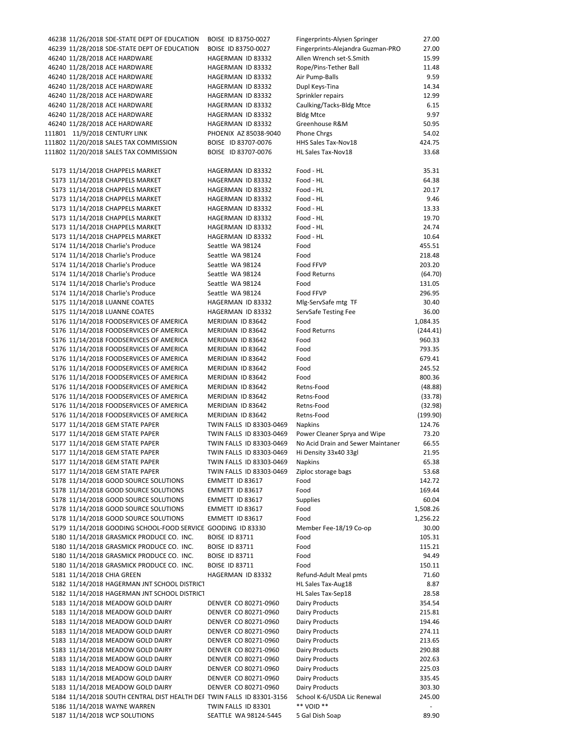| | | | | | |
|---|---|---|---|---|---|
| 46238 | 11/26/2018 | SDE-STATE DEPT OF EDUCATION | BOISE ID 83750-0027 | Fingerprints-Alysen Springer | 27.00 |
| 46239 | 11/28/2018 | SDE-STATE DEPT OF EDUCATION | BOISE ID 83750-0027 | Fingerprints-Alejandra Guzman-PRO | 27.00 |
| 46240 | 11/28/2018 | ACE HARDWARE | HAGERMAN ID 83332 | Allen Wrench set-S.Smith | 15.99 |
| 46240 | 11/28/2018 | ACE HARDWARE | HAGERMAN ID 83332 | Rope/Pins-Tether Ball | 11.48 |
| 46240 | 11/28/2018 | ACE HARDWARE | HAGERMAN ID 83332 | Air Pump-Balls | 9.59 |
| 46240 | 11/28/2018 | ACE HARDWARE | HAGERMAN ID 83332 | Dupl Keys-Tina | 14.34 |
| 46240 | 11/28/2018 | ACE HARDWARE | HAGERMAN ID 83332 | Sprinkler repairs | 12.99 |
| 46240 | 11/28/2018 | ACE HARDWARE | HAGERMAN ID 83332 | Caulking/Tacks-Bldg Mtce | 6.15 |
| 46240 | 11/28/2018 | ACE HARDWARE | HAGERMAN ID 83332 | Bldg Mtce | 9.97 |
| 46240 | 11/28/2018 | ACE HARDWARE | HAGERMAN ID 83332 | Greenhouse R&M | 50.95 |
| 111801 | 11/9/2018 | CENTURY LINK | PHOENIX AZ 85038-9040 | Phone Chrgs | 54.02 |
| 111802 | 11/20/2018 | SALES TAX COMMISSION | BOISE ID 83707-0076 | HHS Sales Tax-Nov18 | 424.75 |
| 111802 | 11/20/2018 | SALES TAX COMMISSION | BOISE ID 83707-0076 | HL Sales Tax-Nov18 | 33.68 |
| | | | | | |
| 5173 | 11/14/2018 | CHAPPELS MARKET | HAGERMAN ID 83332 | Food - HL | 35.31 |
| 5173 | 11/14/2018 | CHAPPELS MARKET | HAGERMAN ID 83332 | Food - HL | 64.38 |
| 5173 | 11/14/2018 | CHAPPELS MARKET | HAGERMAN ID 83332 | Food - HL | 20.17 |
| 5173 | 11/14/2018 | CHAPPELS MARKET | HAGERMAN ID 83332 | Food - HL | 9.46 |
| 5173 | 11/14/2018 | CHAPPELS MARKET | HAGERMAN ID 83332 | Food - HL | 13.33 |
| 5173 | 11/14/2018 | CHAPPELS MARKET | HAGERMAN ID 83332 | Food - HL | 19.70 |
| 5173 | 11/14/2018 | CHAPPELS MARKET | HAGERMAN ID 83332 | Food - HL | 24.74 |
| 5173 | 11/14/2018 | CHAPPELS MARKET | HAGERMAN ID 83332 | Food - HL | 10.64 |
| 5174 | 11/14/2018 | Charlie's Produce | Seattle WA 98124 | Food | 455.51 |
| 5174 | 11/14/2018 | Charlie's Produce | Seattle WA 98124 | Food | 218.48 |
| 5174 | 11/14/2018 | Charlie's Produce | Seattle WA 98124 | Food FFVP | 203.20 |
| 5174 | 11/14/2018 | Charlie's Produce | Seattle WA 98124 | Food Returns | (64.70) |
| 5174 | 11/14/2018 | Charlie's Produce | Seattle WA 98124 | Food | 131.05 |
| 5174 | 11/14/2018 | Charlie's Produce | Seattle WA 98124 | Food FFVP | 296.95 |
| 5175 | 11/14/2018 | LUANNE COATES | HAGERMAN ID 83332 | Mlg-ServSafe mtg TF | 30.40 |
| 5175 | 11/14/2018 | LUANNE COATES | HAGERMAN ID 83332 | ServSafe Testing Fee | 36.00 |
| 5176 | 11/14/2018 | FOODSERVICES OF AMERICA | MERIDIAN ID 83642 | Food | 1,084.35 |
| 5176 | 11/14/2018 | FOODSERVICES OF AMERICA | MERIDIAN ID 83642 | Food Returns | (244.41) |
| 5176 | 11/14/2018 | FOODSERVICES OF AMERICA | MERIDIAN ID 83642 | Food | 960.33 |
| 5176 | 11/14/2018 | FOODSERVICES OF AMERICA | MERIDIAN ID 83642 | Food | 793.35 |
| 5176 | 11/14/2018 | FOODSERVICES OF AMERICA | MERIDIAN ID 83642 | Food | 679.41 |
| 5176 | 11/14/2018 | FOODSERVICES OF AMERICA | MERIDIAN ID 83642 | Food | 245.52 |
| 5176 | 11/14/2018 | FOODSERVICES OF AMERICA | MERIDIAN ID 83642 | Food | 800.36 |
| 5176 | 11/14/2018 | FOODSERVICES OF AMERICA | MERIDIAN ID 83642 | Retns-Food | (48.88) |
| 5176 | 11/14/2018 | FOODSERVICES OF AMERICA | MERIDIAN ID 83642 | Retns-Food | (33.78) |
| 5176 | 11/14/2018 | FOODSERVICES OF AMERICA | MERIDIAN ID 83642 | Retns-Food | (32.98) |
| 5176 | 11/14/2018 | FOODSERVICES OF AMERICA | MERIDIAN ID 83642 | Retns-Food | (199.90) |
| 5177 | 11/14/2018 | GEM STATE PAPER | TWIN FALLS ID 83303-0469 | Napkins | 124.76 |
| 5177 | 11/14/2018 | GEM STATE PAPER | TWIN FALLS ID 83303-0469 | Power Cleaner Sprya and Wipe | 73.20 |
| 5177 | 11/14/2018 | GEM STATE PAPER | TWIN FALLS ID 83303-0469 | No Acid Drain and Sewer Maintaner | 66.55 |
| 5177 | 11/14/2018 | GEM STATE PAPER | TWIN FALLS ID 83303-0469 | Hi Density 33x40 33gl | 21.95 |
| 5177 | 11/14/2018 | GEM STATE PAPER | TWIN FALLS ID 83303-0469 | Napkins | 65.38 |
| 5177 | 11/14/2018 | GEM STATE PAPER | TWIN FALLS ID 83303-0469 | Ziploc storage bags | 53.68 |
| 5178 | 11/14/2018 | GOOD SOURCE SOLUTIONS | EMMETT ID 83617 | Food | 142.72 |
| 5178 | 11/14/2018 | GOOD SOURCE SOLUTIONS | EMMETT ID 83617 | Food | 169.44 |
| 5178 | 11/14/2018 | GOOD SOURCE SOLUTIONS | EMMETT ID 83617 | Supplies | 60.04 |
| 5178 | 11/14/2018 | GOOD SOURCE SOLUTIONS | EMMETT ID 83617 | Food | 1,508.26 |
| 5178 | 11/14/2018 | GOOD SOURCE SOLUTIONS | EMMETT ID 83617 | Food | 1,256.22 |
| 5179 | 11/14/2018 | GOODING SCHOOL-FOOD SERVICE | GOODING ID 83330 | Member Fee-18/19 Co-op | 30.00 |
| 5180 | 11/14/2018 | GRASMICK PRODUCE CO. INC. | BOISE ID 83711 | Food | 105.31 |
| 5180 | 11/14/2018 | GRASMICK PRODUCE CO. INC. | BOISE ID 83711 | Food | 115.21 |
| 5180 | 11/14/2018 | GRASMICK PRODUCE CO. INC. | BOISE ID 83711 | Food | 94.49 |
| 5180 | 11/14/2018 | GRASMICK PRODUCE CO. INC. | BOISE ID 83711 | Food | 150.11 |
| 5181 | 11/14/2018 | CHIA GREEN | HAGERMAN ID 83332 | Refund-Adult Meal pmts | 71.60 |
| 5182 | 11/14/2018 | HAGERMAN JNT SCHOOL DISTRICT | | HL Sales Tax-Aug18 | 8.87 |
| 5182 | 11/14/2018 | HAGERMAN JNT SCHOOL DISTRICT | | HL Sales Tax-Sep18 | 28.58 |
| 5183 | 11/14/2018 | MEADOW GOLD DAIRY | DENVER CO 80271-0960 | Dairy Products | 354.54 |
| 5183 | 11/14/2018 | MEADOW GOLD DAIRY | DENVER CO 80271-0960 | Dairy Products | 215.81 |
| 5183 | 11/14/2018 | MEADOW GOLD DAIRY | DENVER CO 80271-0960 | Dairy Products | 194.46 |
| 5183 | 11/14/2018 | MEADOW GOLD DAIRY | DENVER CO 80271-0960 | Dairy Products | 274.11 |
| 5183 | 11/14/2018 | MEADOW GOLD DAIRY | DENVER CO 80271-0960 | Dairy Products | 213.65 |
| 5183 | 11/14/2018 | MEADOW GOLD DAIRY | DENVER CO 80271-0960 | Dairy Products | 290.88 |
| 5183 | 11/14/2018 | MEADOW GOLD DAIRY | DENVER CO 80271-0960 | Dairy Products | 202.63 |
| 5183 | 11/14/2018 | MEADOW GOLD DAIRY | DENVER CO 80271-0960 | Dairy Products | 225.03 |
| 5183 | 11/14/2018 | MEADOW GOLD DAIRY | DENVER CO 80271-0960 | Dairy Products | 335.45 |
| 5183 | 11/14/2018 | MEADOW GOLD DAIRY | DENVER CO 80271-0960 | Dairy Products | 303.30 |
| 5184 | 11/14/2018 | SOUTH CENTRAL DIST HEALTH DEI | TWIN FALLS ID 83301-3156 | School K-6/USDA Lic Renewal | 245.00 |
| 5186 | 11/14/2018 | WAYNE WARREN | TWIN FALLS ID 83301 | ** VOID ** | - |
| 5187 | 11/14/2018 | WCP SOLUTIONS | SEATTLE WA 98124-5445 | 5 Gal Dish Soap | 89.90 |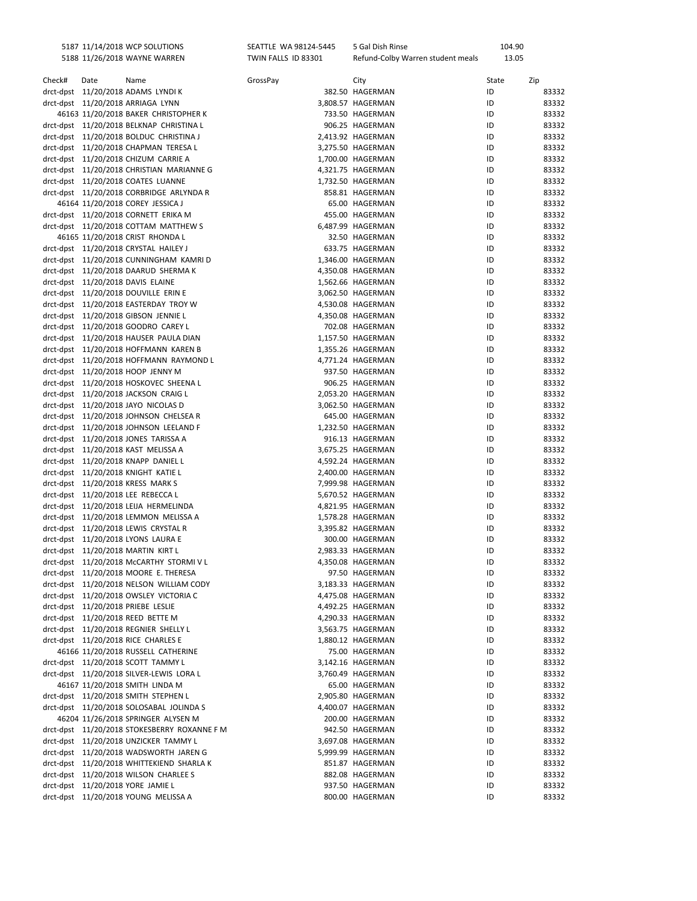| | | | | | | |
|---|---|---|---|---|---|---|
| 5187 | 11/14/2018 | WCP SOLUTIONS | SEATTLE WA 98124-5445 | 5 Gal Dish Rinse | 104.90 | |
| 5188 | 11/26/2018 | WAYNE WARREN | TWIN FALLS ID 83301 | Refund-Colby Warren student meals | 13.05 | |

| Check# | Date | Name | GrossPay | City | State | Zip |
|---|---|---|---|---|---|---|
| drct-dpst | 11/20/2018 | ADAMS LYNDI K | 382.50 | HAGERMAN | ID | 83332 |
| drct-dpst | 11/20/2018 | ARRIAGA LYNN | 3,808.57 | HAGERMAN | ID | 83332 |
| 46163 | 11/20/2018 | BAKER CHRISTOPHER K | 733.50 | HAGERMAN | ID | 83332 |
| drct-dpst | 11/20/2018 | BELKNAP CHRISTINA L | 906.25 | HAGERMAN | ID | 83332 |
| drct-dpst | 11/20/2018 | BOLDUC CHRISTINA J | 2,413.92 | HAGERMAN | ID | 83332 |
| drct-dpst | 11/20/2018 | CHAPMAN TERESA L | 3,275.50 | HAGERMAN | ID | 83332 |
| drct-dpst | 11/20/2018 | CHIZUM CARRIE A | 1,700.00 | HAGERMAN | ID | 83332 |
| drct-dpst | 11/20/2018 | CHRISTIAN MARIANNE G | 4,321.75 | HAGERMAN | ID | 83332 |
| drct-dpst | 11/20/2018 | COATES LUANNE | 1,732.50 | HAGERMAN | ID | 83332 |
| drct-dpst | 11/20/2018 | CORBRIDGE ARLYNDA R | 858.81 | HAGERMAN | ID | 83332 |
| 46164 | 11/20/2018 | COREY JESSICA J | 65.00 | HAGERMAN | ID | 83332 |
| drct-dpst | 11/20/2018 | CORNETT ERIKA M | 455.00 | HAGERMAN | ID | 83332 |
| drct-dpst | 11/20/2018 | COTTAM MATTHEW S | 6,487.99 | HAGERMAN | ID | 83332 |
| 46165 | 11/20/2018 | CRIST RHONDA L | 32.50 | HAGERMAN | ID | 83332 |
| drct-dpst | 11/20/2018 | CRYSTAL HAILEY J | 633.75 | HAGERMAN | ID | 83332 |
| drct-dpst | 11/20/2018 | CUNNINGHAM KAMRI D | 1,346.00 | HAGERMAN | ID | 83332 |
| drct-dpst | 11/20/2018 | DAARUD SHERMA K | 4,350.08 | HAGERMAN | ID | 83332 |
| drct-dpst | 11/20/2018 | DAVIS ELAINE | 1,562.66 | HAGERMAN | ID | 83332 |
| drct-dpst | 11/20/2018 | DOUVILLE ERIN E | 3,062.50 | HAGERMAN | ID | 83332 |
| drct-dpst | 11/20/2018 | EASTERDAY TROY W | 4,530.08 | HAGERMAN | ID | 83332 |
| drct-dpst | 11/20/2018 | GIBSON JENNIE L | 4,350.08 | HAGERMAN | ID | 83332 |
| drct-dpst | 11/20/2018 | GOODRO CAREY L | 702.08 | HAGERMAN | ID | 83332 |
| drct-dpst | 11/20/2018 | HAUSER PAULA DIAN | 1,157.50 | HAGERMAN | ID | 83332 |
| drct-dpst | 11/20/2018 | HOFFMANN KAREN B | 1,355.26 | HAGERMAN | ID | 83332 |
| drct-dpst | 11/20/2018 | HOFFMANN RAYMOND L | 4,771.24 | HAGERMAN | ID | 83332 |
| drct-dpst | 11/20/2018 | HOOP JENNY M | 937.50 | HAGERMAN | ID | 83332 |
| drct-dpst | 11/20/2018 | HOSKOVEC SHEENA L | 906.25 | HAGERMAN | ID | 83332 |
| drct-dpst | 11/20/2018 | JACKSON CRAIG L | 2,053.20 | HAGERMAN | ID | 83332 |
| drct-dpst | 11/20/2018 | JAYO NICOLAS D | 3,062.50 | HAGERMAN | ID | 83332 |
| drct-dpst | 11/20/2018 | JOHNSON CHELSEA R | 645.00 | HAGERMAN | ID | 83332 |
| drct-dpst | 11/20/2018 | JOHNSON LEELAND F | 1,232.50 | HAGERMAN | ID | 83332 |
| drct-dpst | 11/20/2018 | JONES TARISSA A | 916.13 | HAGERMAN | ID | 83332 |
| drct-dpst | 11/20/2018 | KAST MELISSA A | 3,675.25 | HAGERMAN | ID | 83332 |
| drct-dpst | 11/20/2018 | KNAPP DANIEL L | 4,592.24 | HAGERMAN | ID | 83332 |
| drct-dpst | 11/20/2018 | KNIGHT KATIE L | 2,400.00 | HAGERMAN | ID | 83332 |
| drct-dpst | 11/20/2018 | KRESS MARK S | 7,999.98 | HAGERMAN | ID | 83332 |
| drct-dpst | 11/20/2018 | LEE REBECCA L | 5,670.52 | HAGERMAN | ID | 83332 |
| drct-dpst | 11/20/2018 | LEIJA HERMELINDA | 4,821.95 | HAGERMAN | ID | 83332 |
| drct-dpst | 11/20/2018 | LEMMON MELISSA A | 1,578.28 | HAGERMAN | ID | 83332 |
| drct-dpst | 11/20/2018 | LEWIS CRYSTAL R | 3,395.82 | HAGERMAN | ID | 83332 |
| drct-dpst | 11/20/2018 | LYONS LAURA E | 300.00 | HAGERMAN | ID | 83332 |
| drct-dpst | 11/20/2018 | MARTIN KIRT L | 2,983.33 | HAGERMAN | ID | 83332 |
| drct-dpst | 11/20/2018 | McCARTHY STORMI V L | 4,350.08 | HAGERMAN | ID | 83332 |
| drct-dpst | 11/20/2018 | MOORE E. THERESA | 97.50 | HAGERMAN | ID | 83332 |
| drct-dpst | 11/20/2018 | NELSON WILLIAM CODY | 3,183.33 | HAGERMAN | ID | 83332 |
| drct-dpst | 11/20/2018 | OWSLEY VICTORIA C | 4,475.08 | HAGERMAN | ID | 83332 |
| drct-dpst | 11/20/2018 | PRIEBE LESLIE | 4,492.25 | HAGERMAN | ID | 83332 |
| drct-dpst | 11/20/2018 | REED BETTE M | 4,290.33 | HAGERMAN | ID | 83332 |
| drct-dpst | 11/20/2018 | REGNIER SHELLY L | 3,563.75 | HAGERMAN | ID | 83332 |
| drct-dpst | 11/20/2018 | RICE CHARLES E | 1,880.12 | HAGERMAN | ID | 83332 |
| 46166 | 11/20/2018 | RUSSELL CATHERINE | 75.00 | HAGERMAN | ID | 83332 |
| drct-dpst | 11/20/2018 | SCOTT TAMMY L | 3,142.16 | HAGERMAN | ID | 83332 |
| drct-dpst | 11/20/2018 | SILVER-LEWIS LORA L | 3,760.49 | HAGERMAN | ID | 83332 |
| 46167 | 11/20/2018 | SMITH LINDA M | 65.00 | HAGERMAN | ID | 83332 |
| drct-dpst | 11/20/2018 | SMITH STEPHEN L | 2,905.80 | HAGERMAN | ID | 83332 |
| drct-dpst | 11/20/2018 | SOLOSABAL JOLINDA S | 4,400.07 | HAGERMAN | ID | 83332 |
| 46204 | 11/26/2018 | SPRINGER ALYSEN M | 200.00 | HAGERMAN | ID | 83332 |
| drct-dpst | 11/20/2018 | STOKESBERRY ROXANNE F M | 942.50 | HAGERMAN | ID | 83332 |
| drct-dpst | 11/20/2018 | UNZICKER TAMMY L | 3,697.08 | HAGERMAN | ID | 83332 |
| drct-dpst | 11/20/2018 | WADSWORTH JAREN G | 5,999.99 | HAGERMAN | ID | 83332 |
| drct-dpst | 11/20/2018 | WHITTEKIEND SHARLA K | 851.87 | HAGERMAN | ID | 83332 |
| drct-dpst | 11/20/2018 | WILSON CHARLEE S | 882.08 | HAGERMAN | ID | 83332 |
| drct-dpst | 11/20/2018 | YORE JAMIE L | 937.50 | HAGERMAN | ID | 83332 |
| drct-dpst | 11/20/2018 | YOUNG MELISSA A | 800.00 | HAGERMAN | ID | 83332 |